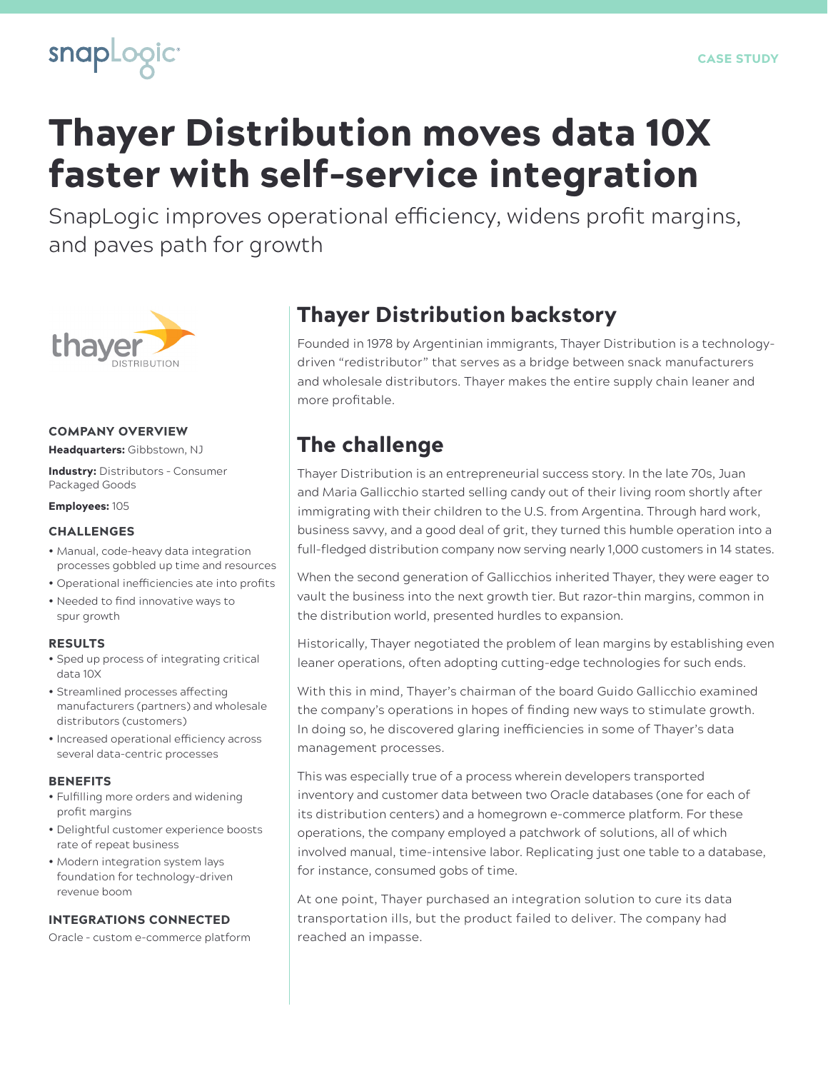CASE STUDY

# Thayer Distribution moves data 10X faster with self-service integration

SnapLogic improves operational efficiency, widens profit margins, and paves path for growth

## Thayer Distribution backstory

Founded in 1978 by Argentinian immigrants, Thayer Distribution is a technology-driven "redistributor" that serves as a bridge between snack manufacturers and wholesale distributors. Thayer makes the entire supply chain leaner and more profitable.

## The challenge

Thayer Distribution is an entrepreneurial success story. In the late 70s, Juan and Maria Gallicchio started selling candy out of their living room shortly after immigrating with their children to the U.S. from Argentina. Through hard work, business savvy, and a good deal of grit, they turned this humble operation into a full-fledged distribution company now serving nearly 1,000 customers in 14 states.

When the second generation of Gallicchios inherited Thayer, they were eager to vault the business into the next growth tier. But razor-thin margins, common in the distribution world, presented hurdles to expansion.

Historically, Thayer negotiated the problem of lean margins by establishing even leaner operations, often adopting cutting-edge technologies for such ends.

With this in mind, Thayer's chairman of the board Guido Gallicchio examined the company's operations in hopes of finding new ways to stimulate growth. In doing so, he discovered glaring inefficiencies in some of Thayer's data management processes.

This was especially true of a process wherein developers transported inventory and customer data between two Oracle databases (one for each of its distribution centers) and a homegrown e-commerce platform. For these operations, the company employed a patchwork of solutions, all of which involved manual, time-intensive labor. Replicating just one table to a database, for instance, consumed gobs of time.

At one point, Thayer purchased an integration solution to cure its data transportation ills, but the product failed to deliver. The company had reached an impasse.

### COMPANY OVERVIEW

**Headquarters:** Gibbstown, NJ

**Industry:** Distributors - Consumer Packaged Goods

**Employees:** 105

### CHALLENGES

- Manual, code-heavy data integration processes gobbled up time and resources
- Operational inefficiencies ate into profits
- Needed to find innovative ways to spur growth

### RESULTS

- Sped up process of integrating critical data 10X
- Streamlined processes affecting manufacturers (partners) and wholesale distributors (customers)
- Increased operational efficiency across several data-centric processes

### BENEFITS

- Fulfilling more orders and widening profit margins
- Delightful customer experience boosts rate of repeat business
- Modern integration system lays foundation for technology-driven revenue boom

### INTEGRATIONS CONNECTED

Oracle - custom e-commerce platform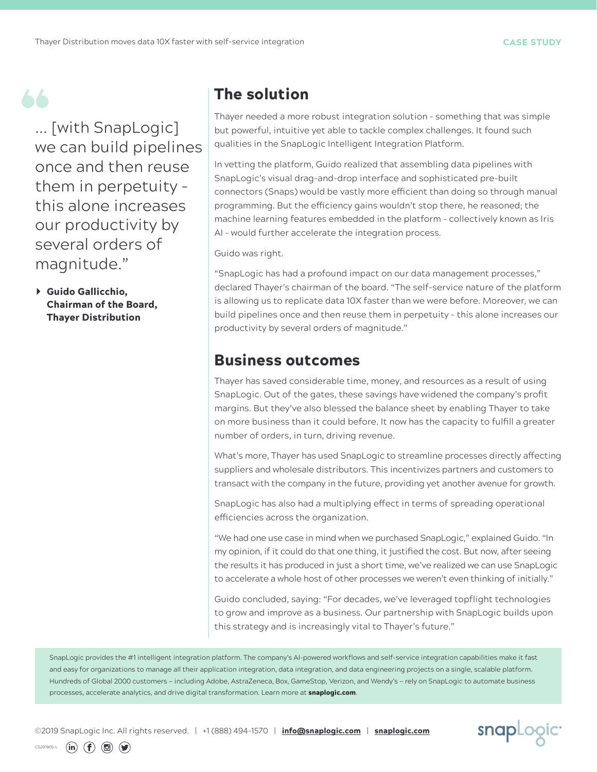> … [with SnapLogic] we can build pipelines once and then reuse them in perpetuity - this alone increases our productivity by several orders of magnitude."
>
> **Guido Gallicchio, Chairman of the Board, Thayer Distribution**

## The solution

Thayer needed a more robust integration solution - something that was simple but powerful, intuitive yet able to tackle complex challenges. It found such qualities in the SnapLogic Intelligent Integration Platform.

In vetting the platform, Guido realized that assembling data pipelines with SnapLogic's visual drag-and-drop interface and sophisticated pre-built connectors (Snaps) would be vastly more efficient than doing so through manual programming. But the efficiency gains wouldn't stop there, he reasoned; the machine learning features embedded in the platform - collectively known as Iris AI - would further accelerate the integration process.

Guido was right.

"SnapLogic has had a profound impact on our data management processes," declared Thayer's chairman of the board. "The self-service nature of the platform is allowing us to replicate data 10X faster than we were before. Moreover, we can build pipelines once and then reuse them in perpetuity - this alone increases our productivity by several orders of magnitude."

## Business outcomes

Thayer has saved considerable time, money, and resources as a result of using SnapLogic. Out of the gates, these savings have widened the company's profit margins. But they've also blessed the balance sheet by enabling Thayer to take on more business than it could before. It now has the capacity to fulfill a greater number of orders, in turn, driving revenue.

What's more, Thayer has used SnapLogic to streamline processes directly affecting suppliers and wholesale distributors. This incentivizes partners and customers to transact with the company in the future, providing yet another avenue for growth.

SnapLogic has also had a multiplying effect in terms of spreading operational efficiencies across the organization.

"We had one use case in mind when we purchased SnapLogic," explained Guido. "In my opinion, if it could do that one thing, it justified the cost. But now, after seeing the results it has produced in just a short time, we've realized we can use SnapLogic to accelerate a whole host of other processes we weren't even thinking of initially."

Guido concluded, saying: "For decades, we've leveraged topflight technologies to grow and improve as a business. Our partnership with SnapLogic builds upon this strategy and is increasingly vital to Thayer's future."

SnapLogic provides the #1 intelligent integration platform. The company's AI-powered workflows and self-service integration capabilities make it fast and easy for organizations to manage all their application integration, data integration, and data engineering projects on a single, scalable platform. Hundreds of Global 2000 customers – including Adobe, AstraZeneca, Box, GameStop, Verizon, and Wendy's – rely on SnapLogic to automate business processes, accelerate analytics, and drive digital transformation. Learn more at **snaplogic.com**.

©2019 SnapLogic Inc. All rights reserved. | +1 (888) 494-1570 | **info@snaplogic.com** | **snaplogic.com**

CS201905-L